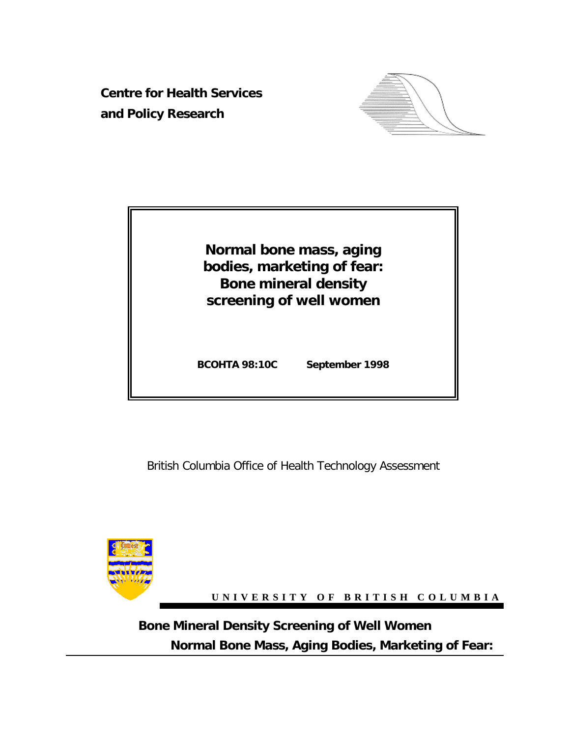**Centre for Health Services and Policy Research**

# Normal bone mass, aging bodies, marketing of fear: Bone mineral density screening of well women

**BCOHTA 98:10C** **September 1998**

British Columbia Office of Health Technology Assessment

UNIVERSITY OF BRITISH COLUMBIA

**Bone Mineral Density Screening of Well Women**

**Normal Bone Mass, Aging Bodies, Marketing of Fear:**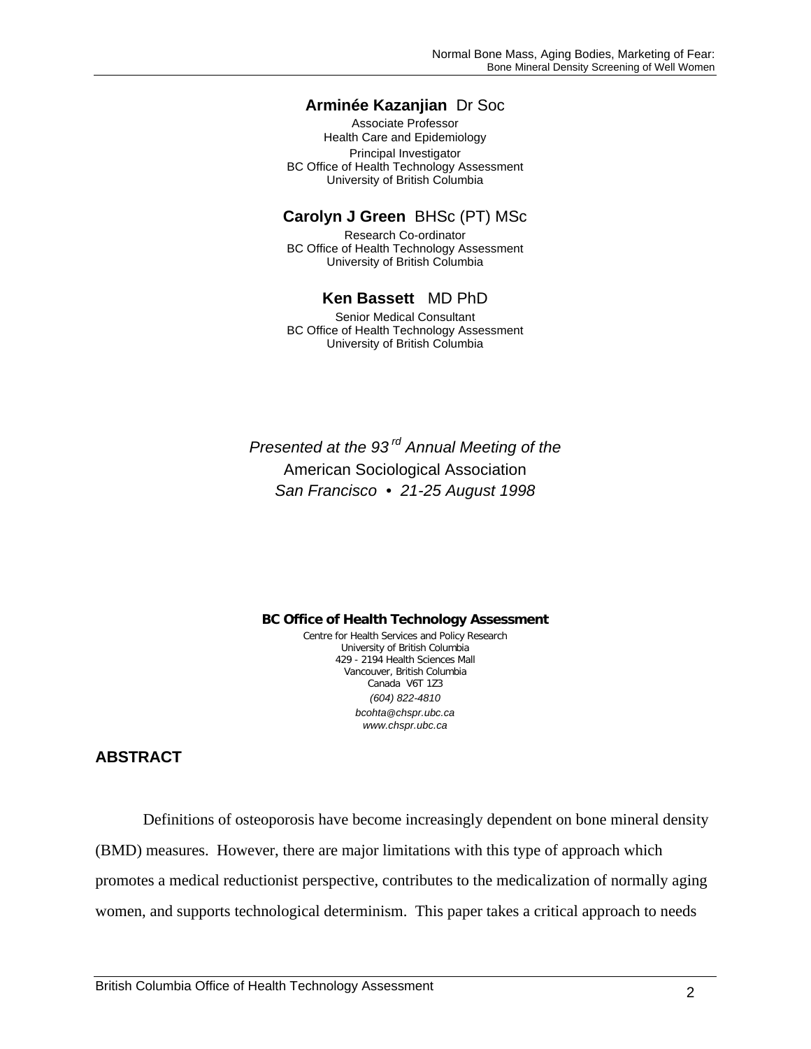**Arminée Kazanjian** Dr Soc

Associate Professor
Health Care and Epidemiology
Principal Investigator
BC Office of Health Technology Assessment
University of British Columbia

**Carolyn J Green** BHSc (PT) MSc

Research Co-ordinator
BC Office of Health Technology Assessment
University of British Columbia

**Ken Bassett** MD PhD

Senior Medical Consultant
BC Office of Health Technology Assessment
University of British Columbia

*Presented at the 93rd Annual Meeting of the*
American Sociological Association
*San Francisco • 21-25 August 1998*

**BC Office of Health Technology Assessment**

Centre for Health Services and Policy Research
University of British Columbia
429 - 2194 Health Sciences Mall
Vancouver, British Columbia
Canada V6T 1Z3
*(604) 822-4810*
*bcohta@chspr.ubc.ca*
*www.chspr.ubc.ca*

## ABSTRACT

Definitions of osteoporosis have become increasingly dependent on bone mineral density (BMD) measures. However, there are major limitations with this type of approach which promotes a medical reductionist perspective, contributes to the medicalization of normally aging women, and supports technological determinism. This paper takes a critical approach to needs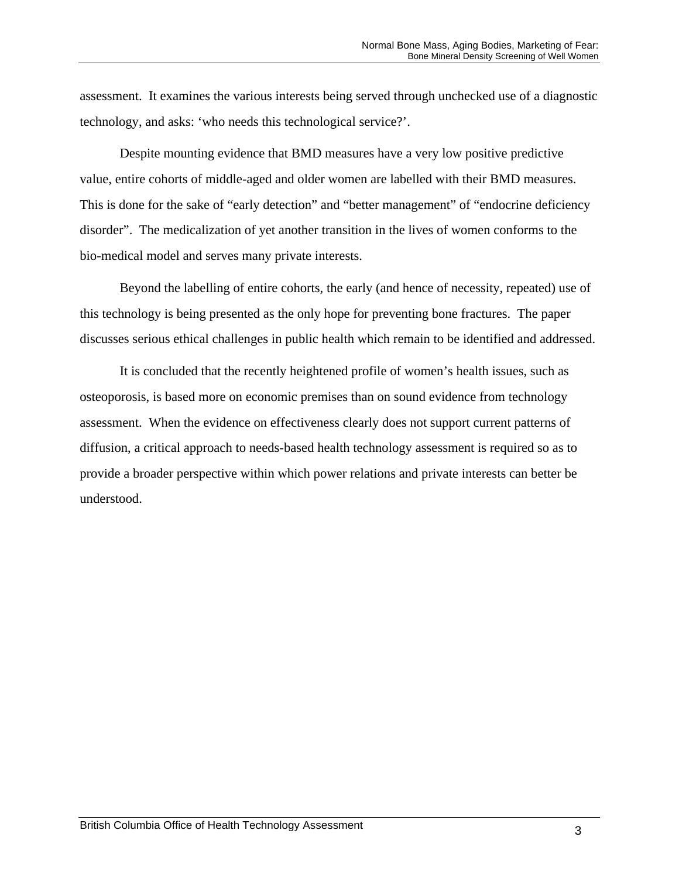assessment. It examines the various interests being served through unchecked use of a diagnostic technology, and asks: 'who needs this technological service?'.

Despite mounting evidence that BMD measures have a very low positive predictive value, entire cohorts of middle-aged and older women are labelled with their BMD measures. This is done for the sake of "early detection" and "better management" of "endocrine deficiency disorder". The medicalization of yet another transition in the lives of women conforms to the bio-medical model and serves many private interests.

Beyond the labelling of entire cohorts, the early (and hence of necessity, repeated) use of this technology is being presented as the only hope for preventing bone fractures. The paper discusses serious ethical challenges in public health which remain to be identified and addressed.

It is concluded that the recently heightened profile of women's health issues, such as osteoporosis, is based more on economic premises than on sound evidence from technology assessment. When the evidence on effectiveness clearly does not support current patterns of diffusion, a critical approach to needs-based health technology assessment is required so as to provide a broader perspective within which power relations and private interests can better be understood.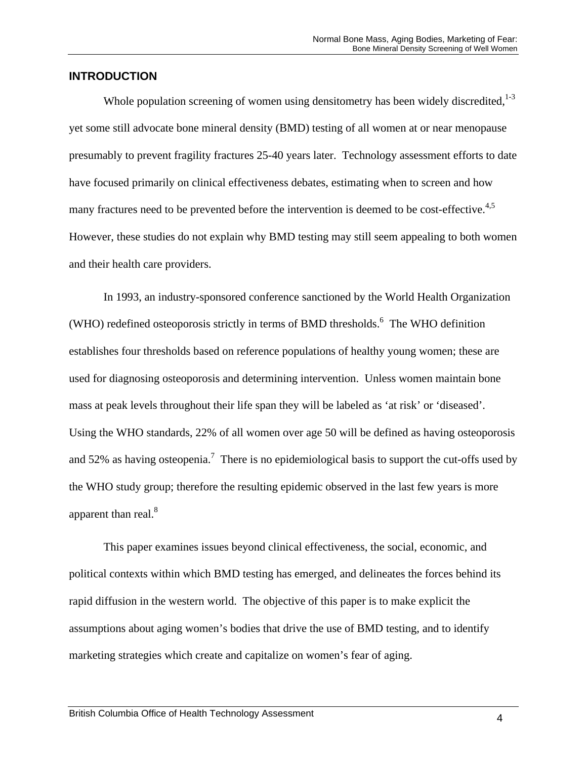## INTRODUCTION

Whole population screening of women using densitometry has been widely discredited,[1-3] yet some still advocate bone mineral density (BMD) testing of all women at or near menopause presumably to prevent fragility fractures 25-40 years later. Technology assessment efforts to date have focused primarily on clinical effectiveness debates, estimating when to screen and how many fractures need to be prevented before the intervention is deemed to be cost-effective.[4,5] However, these studies do not explain why BMD testing may still seem appealing to both women and their health care providers.

In 1993, an industry-sponsored conference sanctioned by the World Health Organization (WHO) redefined osteoporosis strictly in terms of BMD thresholds.[6] The WHO definition establishes four thresholds based on reference populations of healthy young women; these are used for diagnosing osteoporosis and determining intervention. Unless women maintain bone mass at peak levels throughout their life span they will be labeled as 'at risk' or 'diseased'. Using the WHO standards, 22% of all women over age 50 will be defined as having osteoporosis and 52% as having osteopenia.[7] There is no epidemiological basis to support the cut-offs used by the WHO study group; therefore the resulting epidemic observed in the last few years is more apparent than real.[8]

This paper examines issues beyond clinical effectiveness, the social, economic, and political contexts within which BMD testing has emerged, and delineates the forces behind its rapid diffusion in the western world. The objective of this paper is to make explicit the assumptions about aging women's bodies that drive the use of BMD testing, and to identify marketing strategies which create and capitalize on women's fear of aging.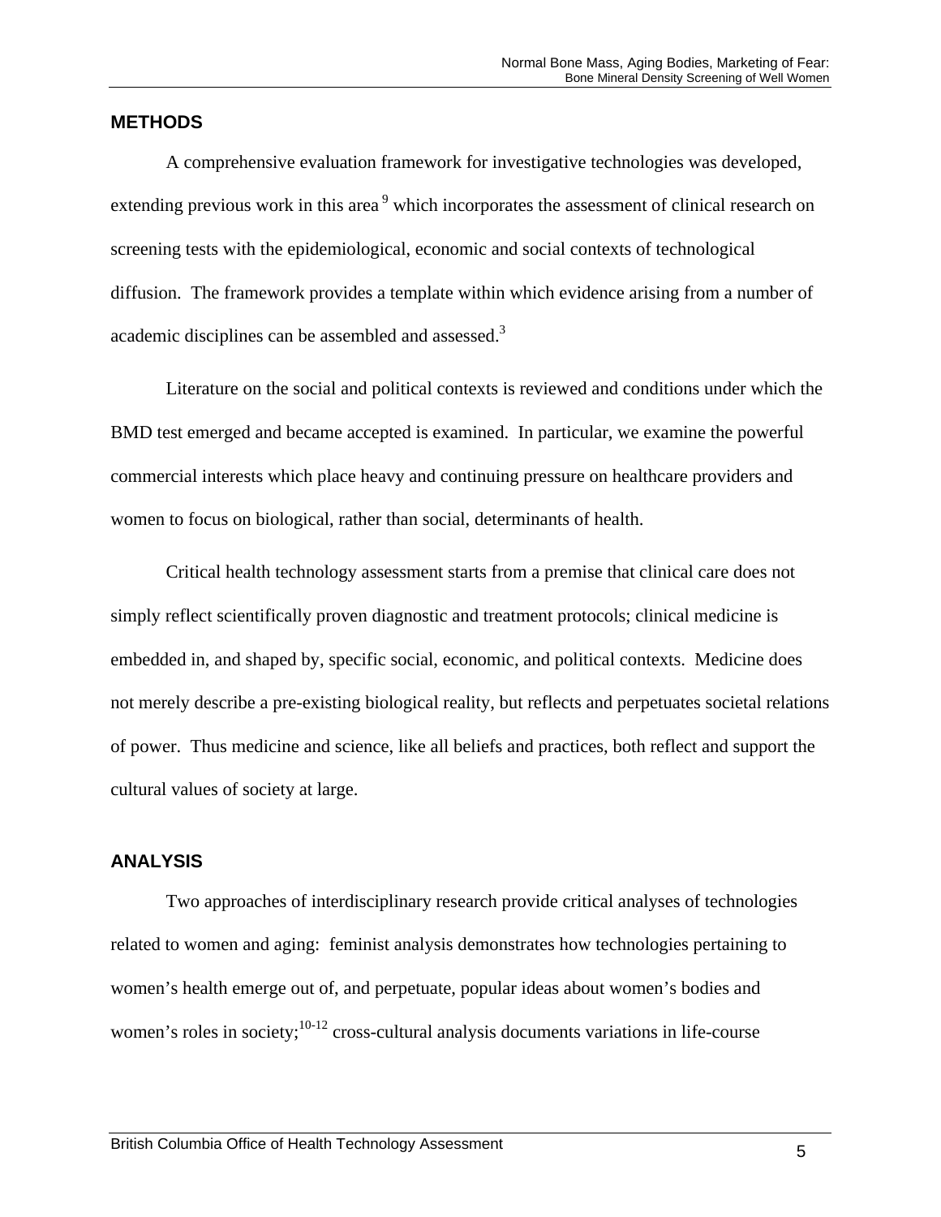## METHODS

A comprehensive evaluation framework for investigative technologies was developed, extending previous work in this area [9] which incorporates the assessment of clinical research on screening tests with the epidemiological, economic and social contexts of technological diffusion. The framework provides a template within which evidence arising from a number of academic disciplines can be assembled and assessed.[3]

Literature on the social and political contexts is reviewed and conditions under which the BMD test emerged and became accepted is examined. In particular, we examine the powerful commercial interests which place heavy and continuing pressure on healthcare providers and women to focus on biological, rather than social, determinants of health.

Critical health technology assessment starts from a premise that clinical care does not simply reflect scientifically proven diagnostic and treatment protocols; clinical medicine is embedded in, and shaped by, specific social, economic, and political contexts. Medicine does not merely describe a pre-existing biological reality, but reflects and perpetuates societal relations of power. Thus medicine and science, like all beliefs and practices, both reflect and support the cultural values of society at large.

## ANALYSIS

Two approaches of interdisciplinary research provide critical analyses of technologies related to women and aging: feminist analysis demonstrates how technologies pertaining to women's health emerge out of, and perpetuate, popular ideas about women's bodies and women's roles in society;[10-12] cross-cultural analysis documents variations in life-course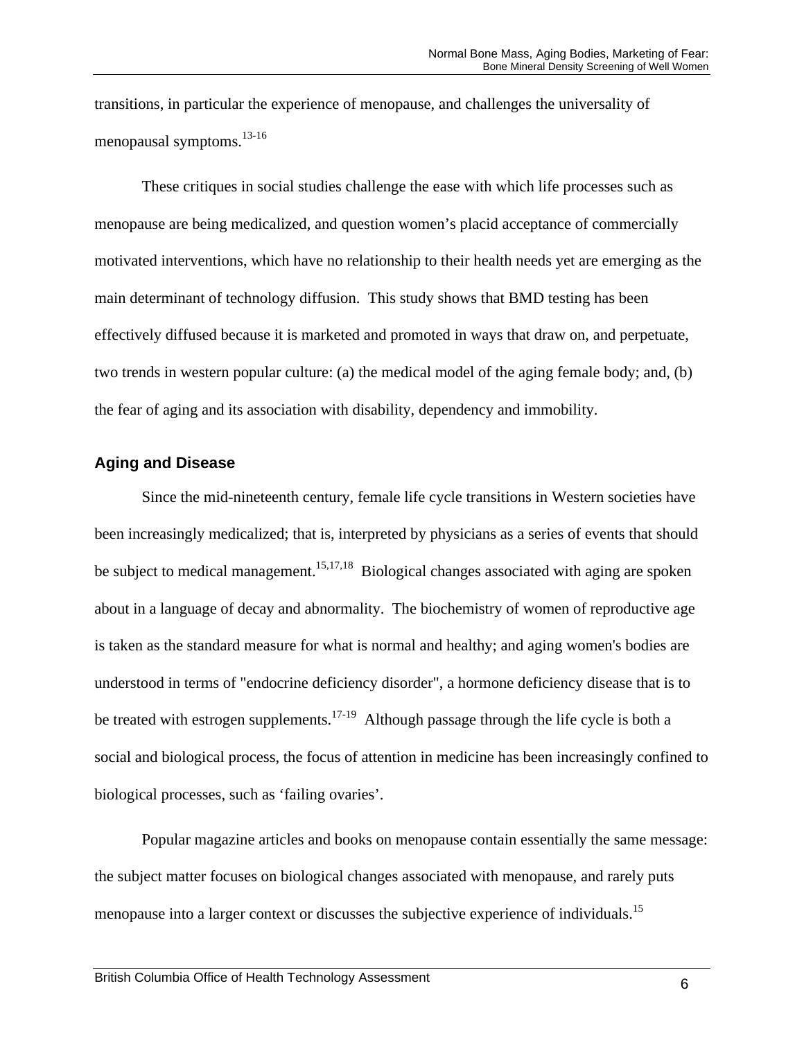transitions, in particular the experience of menopause, and challenges the universality of menopausal symptoms.[13-16]

These critiques in social studies challenge the ease with which life processes such as menopause are being medicalized, and question women's placid acceptance of commercially motivated interventions, which have no relationship to their health needs yet are emerging as the main determinant of technology diffusion. This study shows that BMD testing has been effectively diffused because it is marketed and promoted in ways that draw on, and perpetuate, two trends in western popular culture: (a) the medical model of the aging female body; and, (b) the fear of aging and its association with disability, dependency and immobility.

## Aging and Disease

Since the mid-nineteenth century, female life cycle transitions in Western societies have been increasingly medicalized; that is, interpreted by physicians as a series of events that should be subject to medical management.[15,17,18] Biological changes associated with aging are spoken about in a language of decay and abnormality. The biochemistry of women of reproductive age is taken as the standard measure for what is normal and healthy; and aging women's bodies are understood in terms of "endocrine deficiency disorder", a hormone deficiency disease that is to be treated with estrogen supplements.[17-19] Although passage through the life cycle is both a social and biological process, the focus of attention in medicine has been increasingly confined to biological processes, such as 'failing ovaries'.

Popular magazine articles and books on menopause contain essentially the same message: the subject matter focuses on biological changes associated with menopause, and rarely puts menopause into a larger context or discusses the subjective experience of individuals.[15]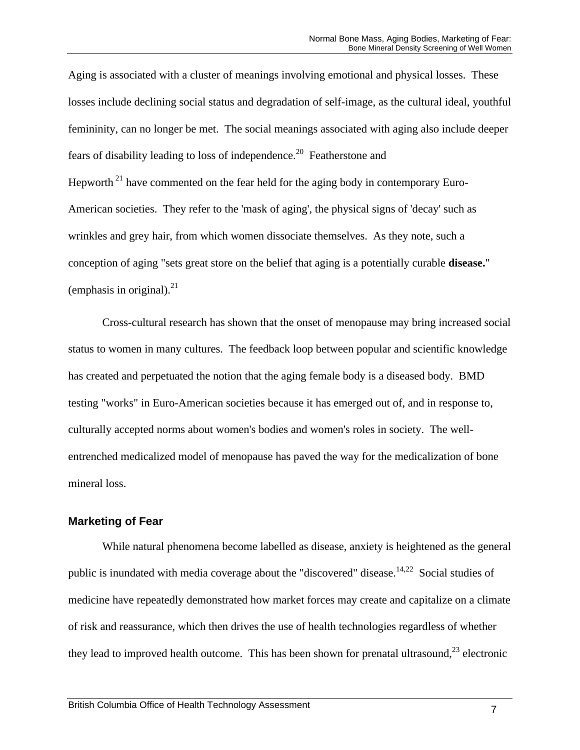Aging is associated with a cluster of meanings involving emotional and physical losses. These losses include declining social status and degradation of self-image, as the cultural ideal, youthful femininity, can no longer be met. The social meanings associated with aging also include deeper fears of disability leading to loss of independence.[20] Featherstone and Hepworth [21] have commented on the fear held for the aging body in contemporary Euro-American societies. They refer to the 'mask of aging', the physical signs of 'decay' such as wrinkles and grey hair, from which women dissociate themselves. As they note, such a conception of aging "sets great store on the belief that aging is a potentially curable **disease.**" (emphasis in original).[21]

Cross-cultural research has shown that the onset of menopause may bring increased social status to women in many cultures. The feedback loop between popular and scientific knowledge has created and perpetuated the notion that the aging female body is a diseased body. BMD testing "works" in Euro-American societies because it has emerged out of, and in response to, culturally accepted norms about women's bodies and women's roles in society. The well-entrenched medicalized model of menopause has paved the way for the medicalization of bone mineral loss.

### Marketing of Fear

While natural phenomena become labelled as disease, anxiety is heightened as the general public is inundated with media coverage about the "discovered" disease.[14,22] Social studies of medicine have repeatedly demonstrated how market forces may create and capitalize on a climate of risk and reassurance, which then drives the use of health technologies regardless of whether they lead to improved health outcome. This has been shown for prenatal ultrasound,[23] electronic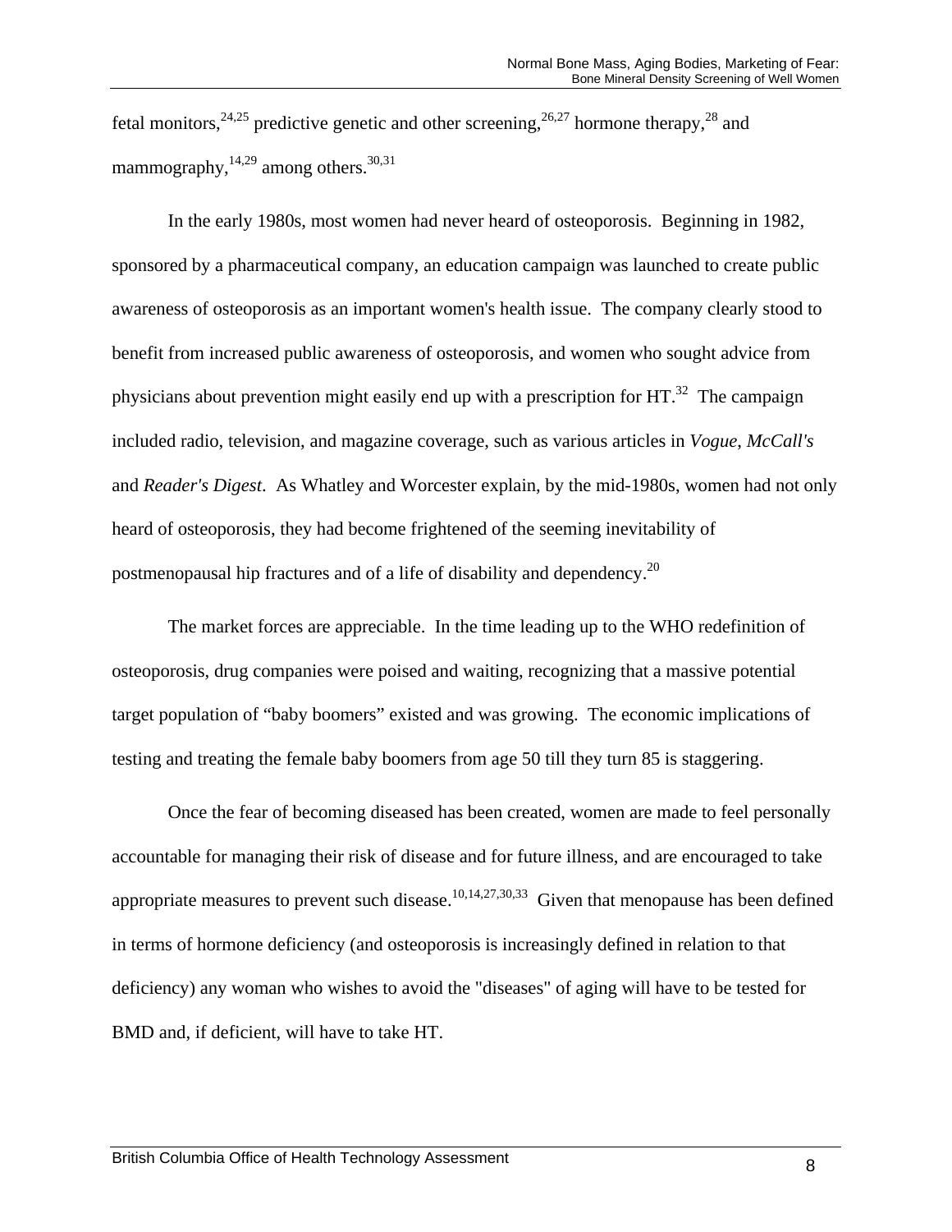fetal monitors,[24,25] predictive genetic and other screening,[26,27] hormone therapy,[28] and mammography,[14,29] among others.[30,31]

In the early 1980s, most women had never heard of osteoporosis. Beginning in 1982, sponsored by a pharmaceutical company, an education campaign was launched to create public awareness of osteoporosis as an important women's health issue. The company clearly stood to benefit from increased public awareness of osteoporosis, and women who sought advice from physicians about prevention might easily end up with a prescription for HT.[32] The campaign included radio, television, and magazine coverage, such as various articles in *Vogue*, *McCall's* and *Reader's Digest*. As Whatley and Worcester explain, by the mid-1980s, women had not only heard of osteoporosis, they had become frightened of the seeming inevitability of postmenopausal hip fractures and of a life of disability and dependency.[20]

The market forces are appreciable. In the time leading up to the WHO redefinition of osteoporosis, drug companies were poised and waiting, recognizing that a massive potential target population of "baby boomers" existed and was growing. The economic implications of testing and treating the female baby boomers from age 50 till they turn 85 is staggering.

Once the fear of becoming diseased has been created, women are made to feel personally accountable for managing their risk of disease and for future illness, and are encouraged to take appropriate measures to prevent such disease.[10,14,27,30,33] Given that menopause has been defined in terms of hormone deficiency (and osteoporosis is increasingly defined in relation to that deficiency) any woman who wishes to avoid the "diseases" of aging will have to be tested for BMD and, if deficient, will have to take HT.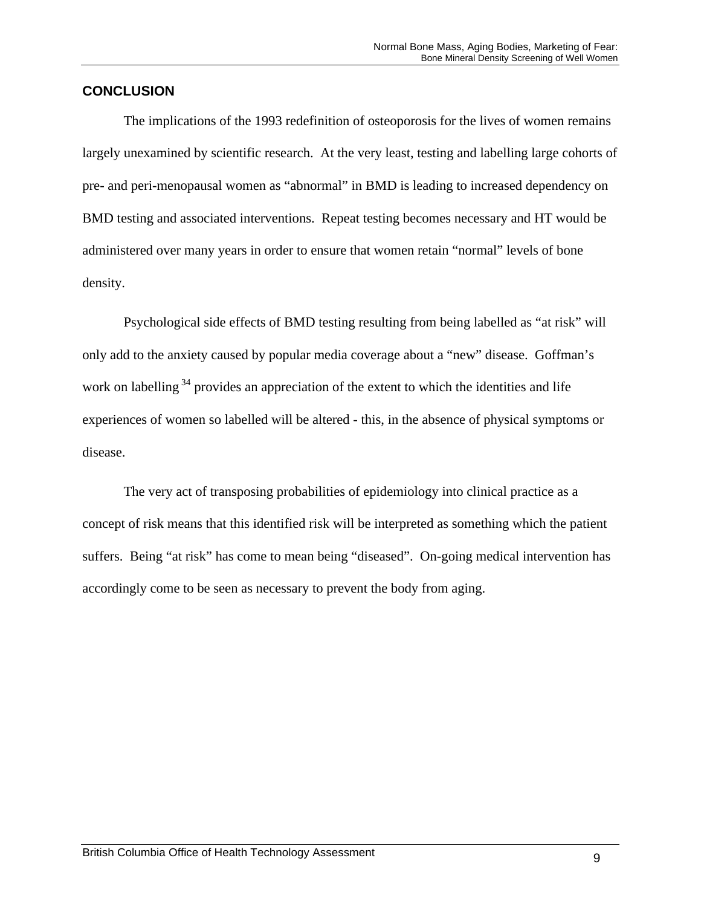## CONCLUSION

The implications of the 1993 redefinition of osteoporosis for the lives of women remains largely unexamined by scientific research. At the very least, testing and labelling large cohorts of pre- and peri-menopausal women as "abnormal" in BMD is leading to increased dependency on BMD testing and associated interventions. Repeat testing becomes necessary and HT would be administered over many years in order to ensure that women retain "normal" levels of bone density.

Psychological side effects of BMD testing resulting from being labelled as "at risk" will only add to the anxiety caused by popular media coverage about a "new" disease. Goffman's work on labelling [34] provides an appreciation of the extent to which the identities and life experiences of women so labelled will be altered - this, in the absence of physical symptoms or disease.

The very act of transposing probabilities of epidemiology into clinical practice as a concept of risk means that this identified risk will be interpreted as something which the patient suffers. Being "at risk" has come to mean being "diseased". On-going medical intervention has accordingly come to be seen as necessary to prevent the body from aging.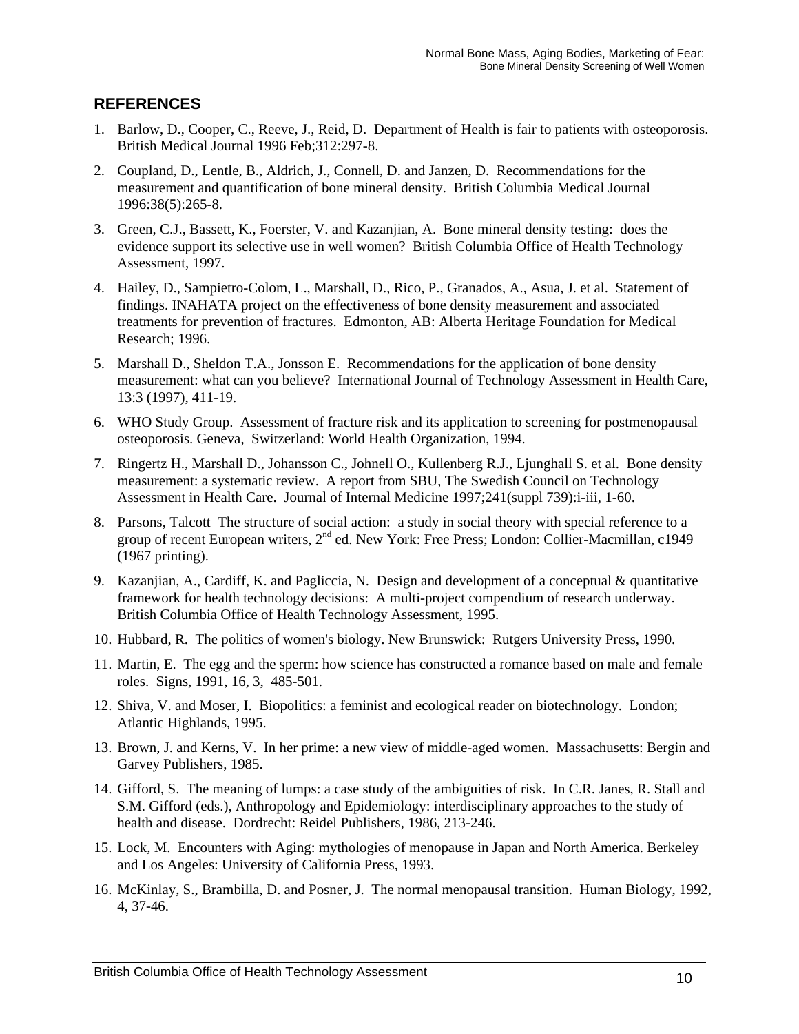## REFERENCES

1. Barlow, D., Cooper, C., Reeve, J., Reid, D. Department of Health is fair to patients with osteoporosis. British Medical Journal 1996 Feb;312:297-8.

2. Coupland, D., Lentle, B., Aldrich, J., Connell, D. and Janzen, D. Recommendations for the measurement and quantification of bone mineral density. British Columbia Medical Journal 1996:38(5):265-8.

3. Green, C.J., Bassett, K., Foerster, V. and Kazanjian, A. Bone mineral density testing: does the evidence support its selective use in well women? British Columbia Office of Health Technology Assessment, 1997.

4. Hailey, D., Sampietro-Colom, L., Marshall, D., Rico, P., Granados, A., Asua, J. et al. Statement of findings. INAHATA project on the effectiveness of bone density measurement and associated treatments for prevention of fractures. Edmonton, AB: Alberta Heritage Foundation for Medical Research; 1996.

5. Marshall D., Sheldon T.A., Jonsson E. Recommendations for the application of bone density measurement: what can you believe? International Journal of Technology Assessment in Health Care, 13:3 (1997), 411-19.

6. WHO Study Group. Assessment of fracture risk and its application to screening for postmenopausal osteoporosis. Geneva, Switzerland: World Health Organization, 1994.

7. Ringertz H., Marshall D., Johansson C., Johnell O., Kullenberg R.J., Ljunghall S. et al. Bone density measurement: a systematic review. A report from SBU, The Swedish Council on Technology Assessment in Health Care. Journal of Internal Medicine 1997;241(suppl 739):i-iii, 1-60.

8. Parsons, Talcott The structure of social action: a study in social theory with special reference to a group of recent European writers, 2nd ed. New York: Free Press; London: Collier-Macmillan, c1949 (1967 printing).

9. Kazanjian, A., Cardiff, K. and Pagliccia, N. Design and development of a conceptual & quantitative framework for health technology decisions: A multi-project compendium of research underway. British Columbia Office of Health Technology Assessment, 1995.

10. Hubbard, R. The politics of women's biology. New Brunswick: Rutgers University Press, 1990.

11. Martin, E. The egg and the sperm: how science has constructed a romance based on male and female roles. Signs, 1991, 16, 3, 485-501.

12. Shiva, V. and Moser, I. Biopolitics: a feminist and ecological reader on biotechnology. London; Atlantic Highlands, 1995.

13. Brown, J. and Kerns, V. In her prime: a new view of middle-aged women. Massachusetts: Bergin and Garvey Publishers, 1985.

14. Gifford, S. The meaning of lumps: a case study of the ambiguities of risk. In C.R. Janes, R. Stall and S.M. Gifford (eds.), Anthropology and Epidemiology: interdisciplinary approaches to the study of health and disease. Dordrecht: Reidel Publishers, 1986, 213-246.

15. Lock, M. Encounters with Aging: mythologies of menopause in Japan and North America. Berkeley and Los Angeles: University of California Press, 1993.

16. McKinlay, S., Brambilla, D. and Posner, J. The normal menopausal transition. Human Biology, 1992, 4, 37-46.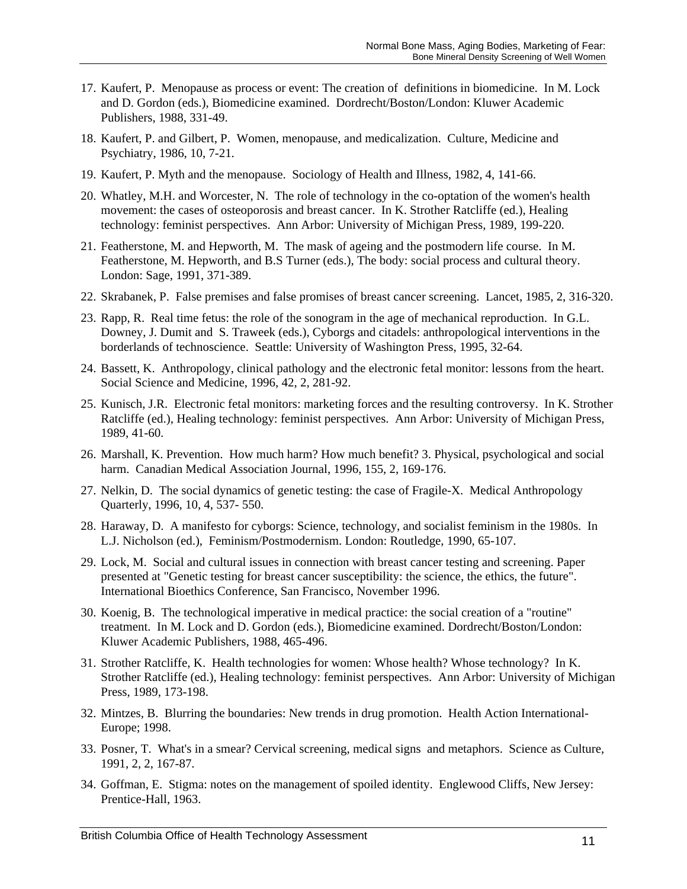17. Kaufert, P. Menopause as process or event: The creation of definitions in biomedicine. In M. Lock and D. Gordon (eds.), Biomedicine examined. Dordrecht/Boston/London: Kluwer Academic Publishers, 1988, 331-49.
18. Kaufert, P. and Gilbert, P. Women, menopause, and medicalization. Culture, Medicine and Psychiatry, 1986, 10, 7-21.
19. Kaufert, P. Myth and the menopause. Sociology of Health and Illness, 1982, 4, 141-66.
20. Whatley, M.H. and Worcester, N. The role of technology in the co-optation of the women's health movement: the cases of osteoporosis and breast cancer. In K. Strother Ratcliffe (ed.), Healing technology: feminist perspectives. Ann Arbor: University of Michigan Press, 1989, 199-220.
21. Featherstone, M. and Hepworth, M. The mask of ageing and the postmodern life course. In M. Featherstone, M. Hepworth, and B.S Turner (eds.), The body: social process and cultural theory. London: Sage, 1991, 371-389.
22. Skrabanek, P. False premises and false promises of breast cancer screening. Lancet, 1985, 2, 316-320.
23. Rapp, R. Real time fetus: the role of the sonogram in the age of mechanical reproduction. In G.L. Downey, J. Dumit and S. Traweek (eds.), Cyborgs and citadels: anthropological interventions in the borderlands of technoscience. Seattle: University of Washington Press, 1995, 32-64.
24. Bassett, K. Anthropology, clinical pathology and the electronic fetal monitor: lessons from the heart. Social Science and Medicine, 1996, 42, 2, 281-92.
25. Kunisch, J.R. Electronic fetal monitors: marketing forces and the resulting controversy. In K. Strother Ratcliffe (ed.), Healing technology: feminist perspectives. Ann Arbor: University of Michigan Press, 1989, 41-60.
26. Marshall, K. Prevention. How much harm? How much benefit? 3. Physical, psychological and social harm. Canadian Medical Association Journal, 1996, 155, 2, 169-176.
27. Nelkin, D. The social dynamics of genetic testing: the case of Fragile-X. Medical Anthropology Quarterly, 1996, 10, 4, 537- 550.
28. Haraway, D. A manifesto for cyborgs: Science, technology, and socialist feminism in the 1980s. In L.J. Nicholson (ed.), Feminism/Postmodernism. London: Routledge, 1990, 65-107.
29. Lock, M. Social and cultural issues in connection with breast cancer testing and screening. Paper presented at "Genetic testing for breast cancer susceptibility: the science, the ethics, the future". International Bioethics Conference, San Francisco, November 1996.
30. Koenig, B. The technological imperative in medical practice: the social creation of a "routine" treatment. In M. Lock and D. Gordon (eds.), Biomedicine examined. Dordrecht/Boston/London: Kluwer Academic Publishers, 1988, 465-496.
31. Strother Ratcliffe, K. Health technologies for women: Whose health? Whose technology? In K. Strother Ratcliffe (ed.), Healing technology: feminist perspectives. Ann Arbor: University of Michigan Press, 1989, 173-198.
32. Mintzes, B. Blurring the boundaries: New trends in drug promotion. Health Action International-Europe; 1998.
33. Posner, T. What's in a smear? Cervical screening, medical signs and metaphors. Science as Culture, 1991, 2, 2, 167-87.
34. Goffman, E. Stigma: notes on the management of spoiled identity. Englewood Cliffs, New Jersey: Prentice-Hall, 1963.